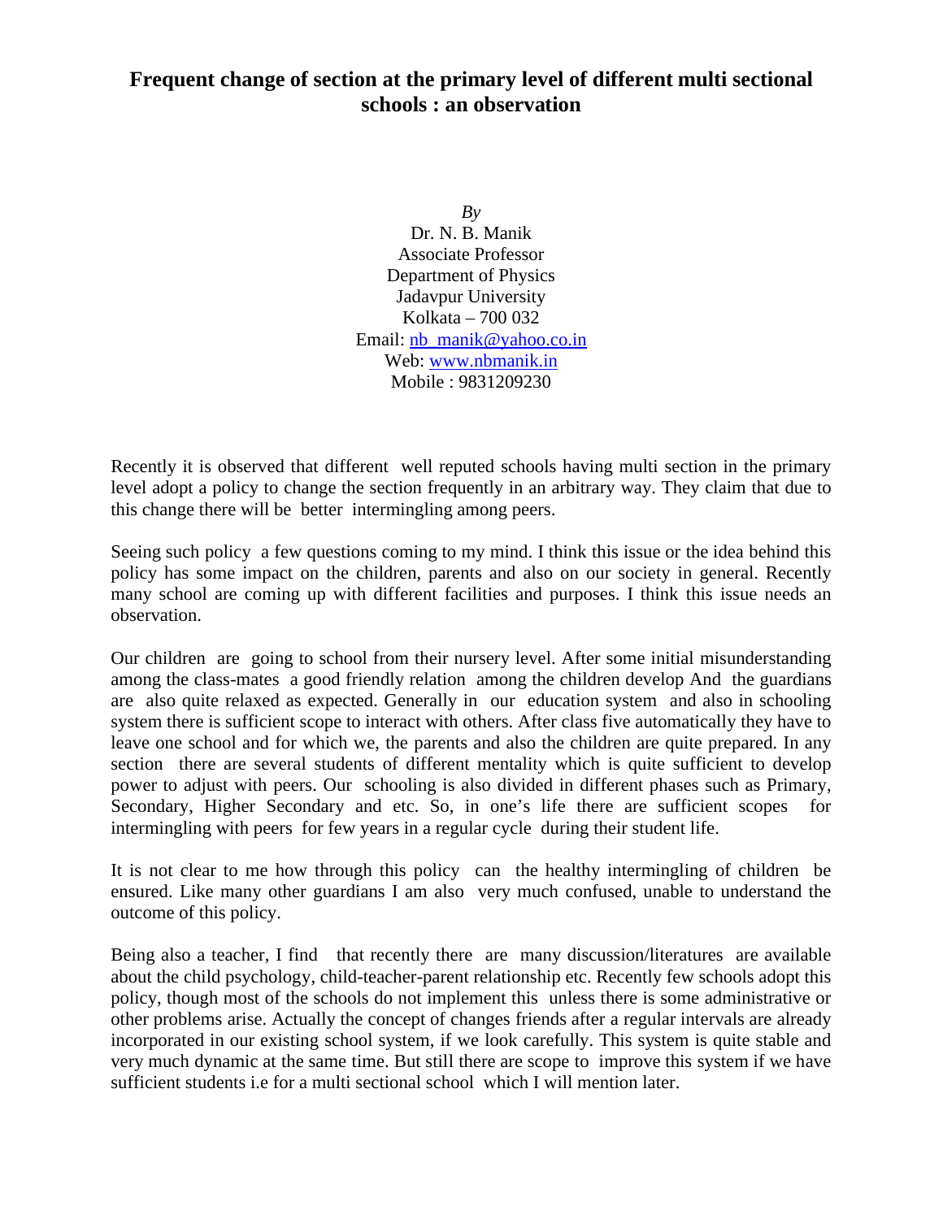# Frequent change of section at the primary level of different multi sectional schools : an observation

*By*

Dr. N. B. Manik
Associate Professor
Department of Physics
Jadavpur University
Kolkata – 700 032
Email: nb_manik@yahoo.co.in
Web: www.nbmanik.in
Mobile : 9831209230

Recently it is observed that different well reputed schools having multi section in the primary level adopt a policy to change the section frequently in an arbitrary way. They claim that due to this change there will be better intermingling among peers.

Seeing such policy a few questions coming to my mind. I think this issue or the idea behind this policy has some impact on the children, parents and also on our society in general. Recently many school are coming up with different facilities and purposes. I think this issue needs an observation.

Our children are going to school from their nursery level. After some initial misunderstanding among the class-mates a good friendly relation among the children develop And the guardians are also quite relaxed as expected. Generally in our education system and also in schooling system there is sufficient scope to interact with others. After class five automatically they have to leave one school and for which we, the parents and also the children are quite prepared. In any section there are several students of different mentality which is quite sufficient to develop power to adjust with peers. Our schooling is also divided in different phases such as Primary, Secondary, Higher Secondary and etc. So, in one's life there are sufficient scopes for intermingling with peers for few years in a regular cycle during their student life.

It is not clear to me how through this policy can the healthy intermingling of children be ensured. Like many other guardians I am also very much confused, unable to understand the outcome of this policy.

Being also a teacher, I find that recently there are many discussion/literatures are available about the child psychology, child-teacher-parent relationship etc. Recently few schools adopt this policy, though most of the schools do not implement this unless there is some administrative or other problems arise. Actually the concept of changes friends after a regular intervals are already incorporated in our existing school system, if we look carefully. This system is quite stable and very much dynamic at the same time. But still there are scope to improve this system if we have sufficient students i.e for a multi sectional school which I will mention later.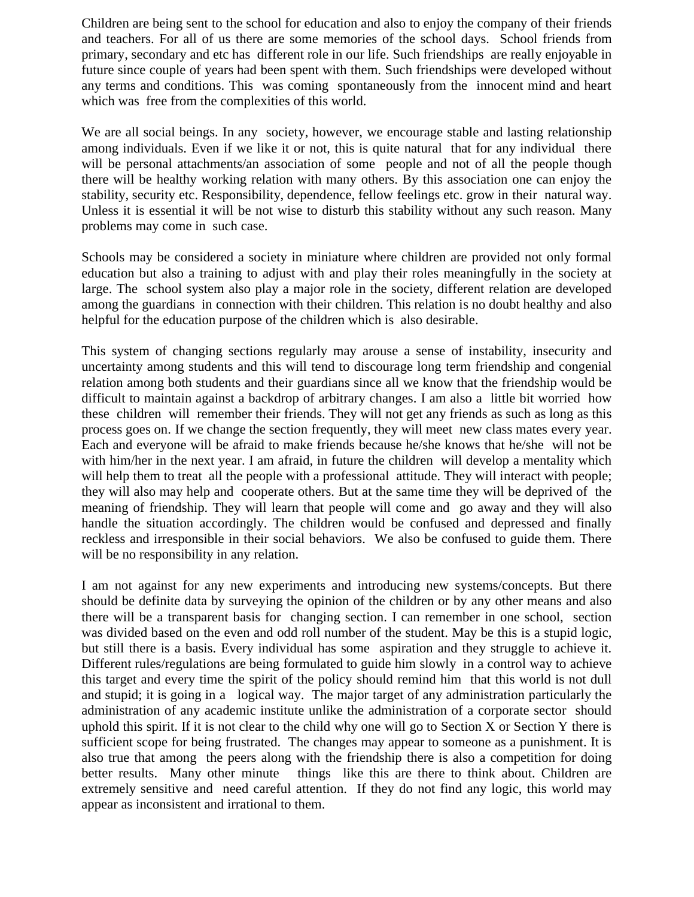Children are being sent to the school for education and also to enjoy the company of their friends and teachers. For all of us there are some memories of the school days. School friends from primary, secondary and etc has different role in our life. Such friendships are really enjoyable in future since couple of years had been spent with them. Such friendships were developed without any terms and conditions. This was coming spontaneously from the innocent mind and heart which was free from the complexities of this world.

We are all social beings. In any society, however, we encourage stable and lasting relationship among individuals. Even if we like it or not, this is quite natural that for any individual there will be personal attachments/an association of some people and not of all the people though there will be healthy working relation with many others. By this association one can enjoy the stability, security etc. Responsibility, dependence, fellow feelings etc. grow in their natural way. Unless it is essential it will be not wise to disturb this stability without any such reason. Many problems may come in such case.

Schools may be considered a society in miniature where children are provided not only formal education but also a training to adjust with and play their roles meaningfully in the society at large. The school system also play a major role in the society, different relation are developed among the guardians in connection with their children. This relation is no doubt healthy and also helpful for the education purpose of the children which is also desirable.

This system of changing sections regularly may arouse a sense of instability, insecurity and uncertainty among students and this will tend to discourage long term friendship and congenial relation among both students and their guardians since all we know that the friendship would be difficult to maintain against a backdrop of arbitrary changes. I am also a little bit worried how these children will remember their friends. They will not get any friends as such as long as this process goes on. If we change the section frequently, they will meet new class mates every year. Each and everyone will be afraid to make friends because he/she knows that he/she will not be with him/her in the next year. I am afraid, in future the children will develop a mentality which will help them to treat all the people with a professional attitude. They will interact with people; they will also may help and cooperate others. But at the same time they will be deprived of the meaning of friendship. They will learn that people will come and go away and they will also handle the situation accordingly. The children would be confused and depressed and finally reckless and irresponsible in their social behaviors. We also be confused to guide them. There will be no responsibility in any relation.

I am not against for any new experiments and introducing new systems/concepts. But there should be definite data by surveying the opinion of the children or by any other means and also there will be a transparent basis for changing section. I can remember in one school, section was divided based on the even and odd roll number of the student. May be this is a stupid logic, but still there is a basis. Every individual has some aspiration and they struggle to achieve it. Different rules/regulations are being formulated to guide him slowly in a control way to achieve this target and every time the spirit of the policy should remind him that this world is not dull and stupid; it is going in a logical way. The major target of any administration particularly the administration of any academic institute unlike the administration of a corporate sector should uphold this spirit. If it is not clear to the child why one will go to Section X or Section Y there is sufficient scope for being frustrated. The changes may appear to someone as a punishment. It is also true that among the peers along with the friendship there is also a competition for doing better results. Many other minute things like this are there to think about. Children are extremely sensitive and need careful attention. If they do not find any logic, this world may appear as inconsistent and irrational to them.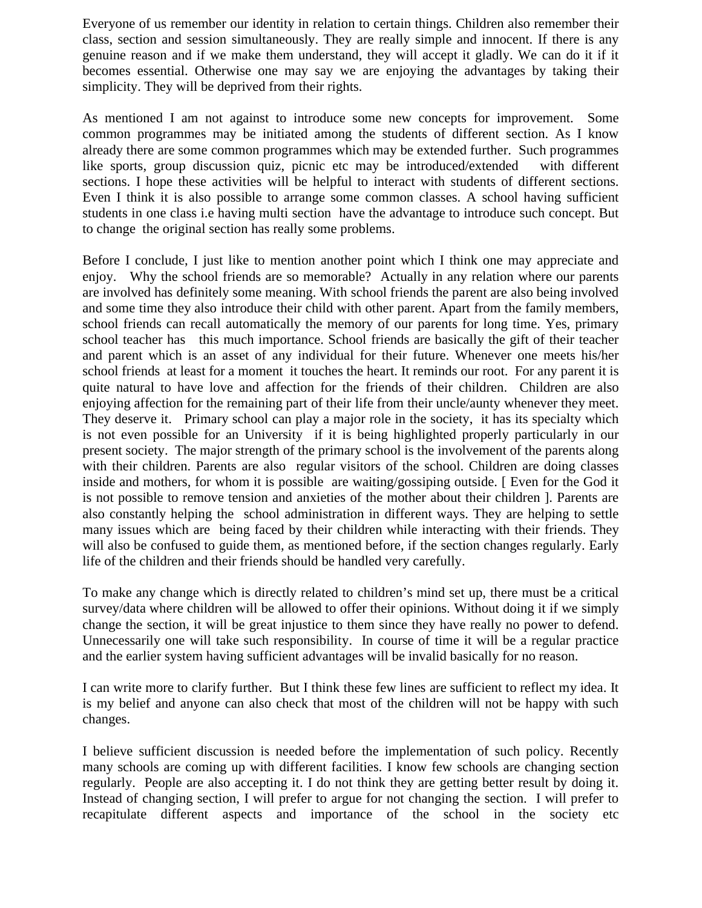Everyone of us remember our identity in relation to certain things. Children also remember their class, section and session simultaneously. They are really simple and innocent. If there is any genuine reason and if we make them understand, they will accept it gladly. We can do it if it becomes essential. Otherwise one may say we are enjoying the advantages by taking their simplicity. They will be deprived from their rights.

As mentioned I am not against to introduce some new concepts for improvement. Some common programmes may be initiated among the students of different section. As I know already there are some common programmes which may be extended further. Such programmes like sports, group discussion quiz, picnic etc may be introduced/extended with different sections. I hope these activities will be helpful to interact with students of different sections. Even I think it is also possible to arrange some common classes. A school having sufficient students in one class i.e having multi section have the advantage to introduce such concept. But to change the original section has really some problems.

Before I conclude, I just like to mention another point which I think one may appreciate and enjoy. Why the school friends are so memorable? Actually in any relation where our parents are involved has definitely some meaning. With school friends the parent are also being involved and some time they also introduce their child with other parent. Apart from the family members, school friends can recall automatically the memory of our parents for long time. Yes, primary school teacher has this much importance. School friends are basically the gift of their teacher and parent which is an asset of any individual for their future. Whenever one meets his/her school friends at least for a moment it touches the heart. It reminds our root. For any parent it is quite natural to have love and affection for the friends of their children. Children are also enjoying affection for the remaining part of their life from their uncle/aunty whenever they meet. They deserve it. Primary school can play a major role in the society, it has its specialty which is not even possible for an University if it is being highlighted properly particularly in our present society. The major strength of the primary school is the involvement of the parents along with their children. Parents are also regular visitors of the school. Children are doing classes inside and mothers, for whom it is possible are waiting/gossiping outside. [ Even for the God it is not possible to remove tension and anxieties of the mother about their children ]. Parents are also constantly helping the school administration in different ways. They are helping to settle many issues which are being faced by their children while interacting with their friends. They will also be confused to guide them, as mentioned before, if the section changes regularly. Early life of the children and their friends should be handled very carefully.

To make any change which is directly related to children's mind set up, there must be a critical survey/data where children will be allowed to offer their opinions. Without doing it if we simply change the section, it will be great injustice to them since they have really no power to defend. Unnecessarily one will take such responsibility. In course of time it will be a regular practice and the earlier system having sufficient advantages will be invalid basically for no reason.

I can write more to clarify further. But I think these few lines are sufficient to reflect my idea. It is my belief and anyone can also check that most of the children will not be happy with such changes.

I believe sufficient discussion is needed before the implementation of such policy. Recently many schools are coming up with different facilities. I know few schools are changing section regularly. People are also accepting it. I do not think they are getting better result by doing it. Instead of changing section, I will prefer to argue for not changing the section. I will prefer to recapitulate different aspects and importance of the school in the society etc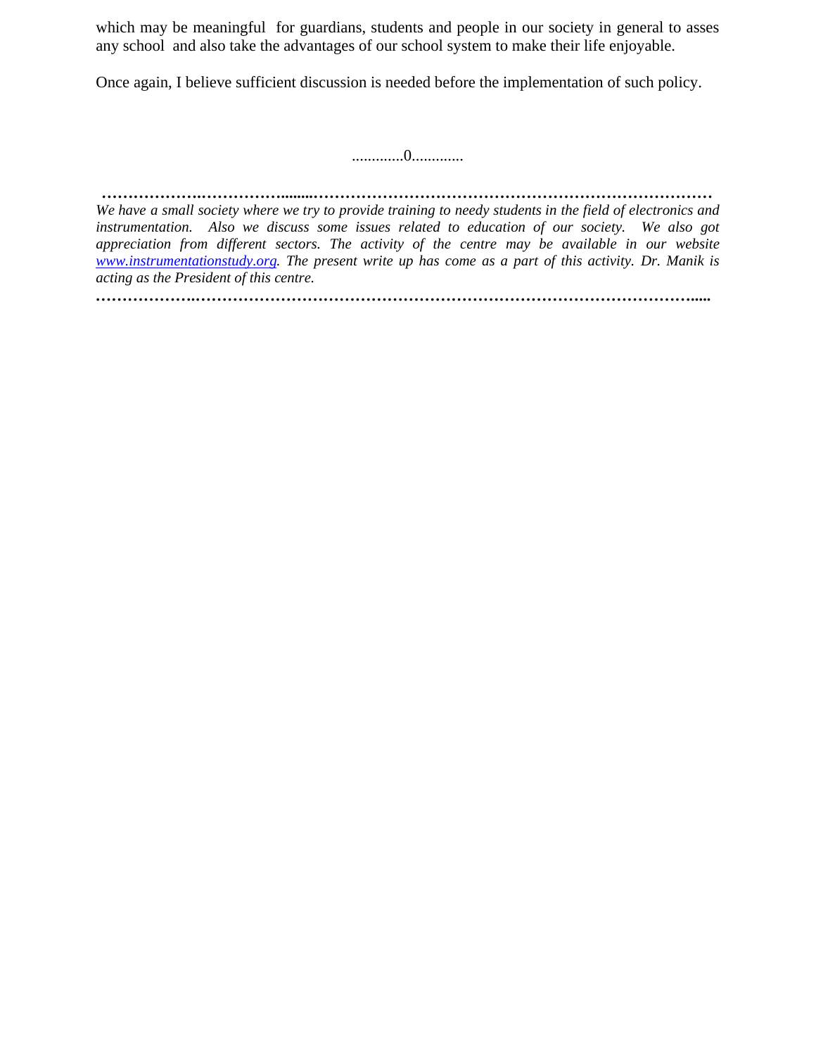which may be meaningful for guardians, students and people in our society in general to asses any school and also take the advantages of our school system to make their life enjoyable.

Once again, I believe sufficient discussion is needed before the implementation of such policy.

............0.............

**…………………………………………………………………………………………………………**

*We have a small society where we try to provide training to needy students in the field of electronics and instrumentation. Also we discuss some issues related to education of our society. We also got appreciation from different sectors. The activity of the centre may be available in our website [www.instrumentationstudy.org](http://www.instrumentationstudy.org). The present write up has come as a part of this activity. Dr. Manik is acting as the President of this centre.*

**…………………………………………………………………………………………………………..**